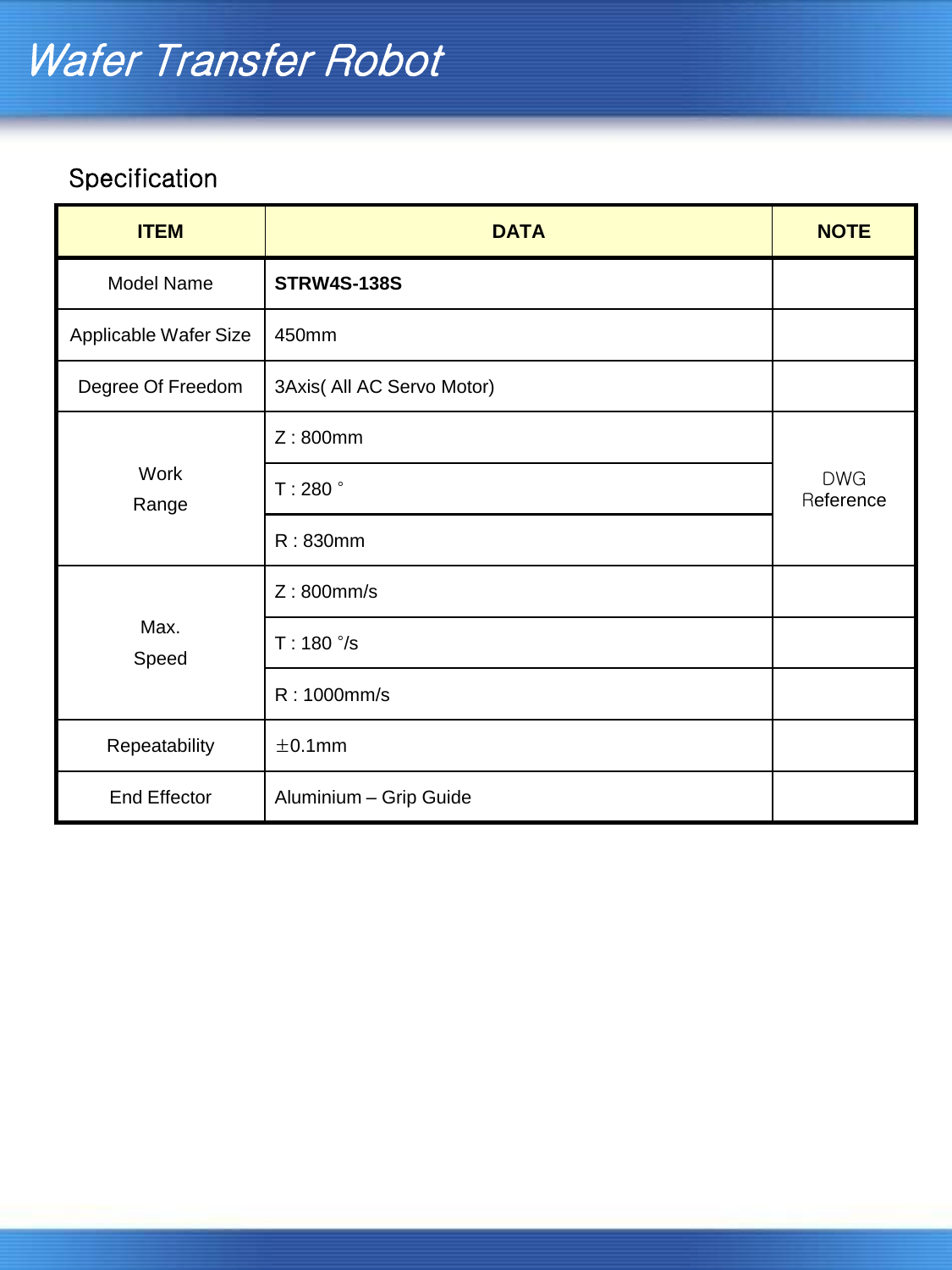# Wafer Transfer Robot

## Specification

| ITEM | DATA | NOTE |
|---|---|---|
| Model Name | **STRW4S-138S** | |
| Applicable Wafer Size | 450mm | |
| Degree Of Freedom | 3Axis( All AC Servo Motor) | |
| Work Range | Z : 800mm | DWG Reference |
| | T : 280 ˚ | |
| | R : 830mm | |
| Max. Speed | Z : 800mm/s | |
| | T : 180 ˚/s | |
| | R : 1000mm/s | |
| Repeatability | ±0.1mm | |
| End Effector | Aluminium – Grip Guide | |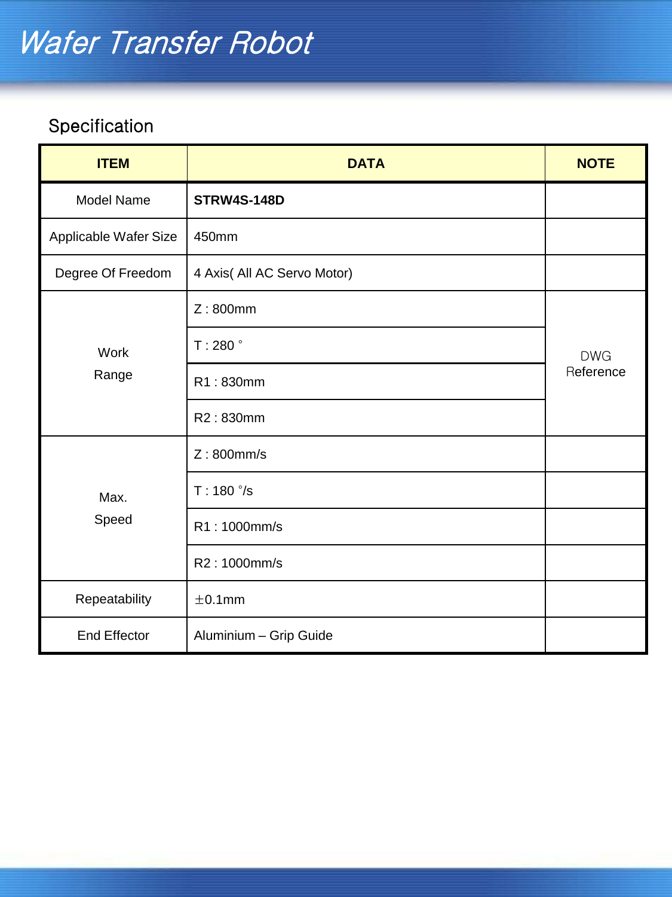# Wafer Transfer Robot

## Specification

| ITEM | DATA | NOTE |
|---|---|---|
| Model Name | **STRW4S-148D** | |
| Applicable Wafer Size | 450mm | |
| Degree Of Freedom | 4 Axis( All AC Servo Motor) | |
| Work Range | Z : 800mm | DWG Reference |
| | T : 280 ˚ | |
| | R1 : 830mm | |
| | R2 : 830mm | |
| Max. Speed | Z : 800mm/s | |
| | T : 180 ˚/s | |
| | R1 : 1000mm/s | |
| | R2 : 1000mm/s | |
| Repeatability | ±0.1mm | |
| End Effector | Aluminium – Grip Guide | |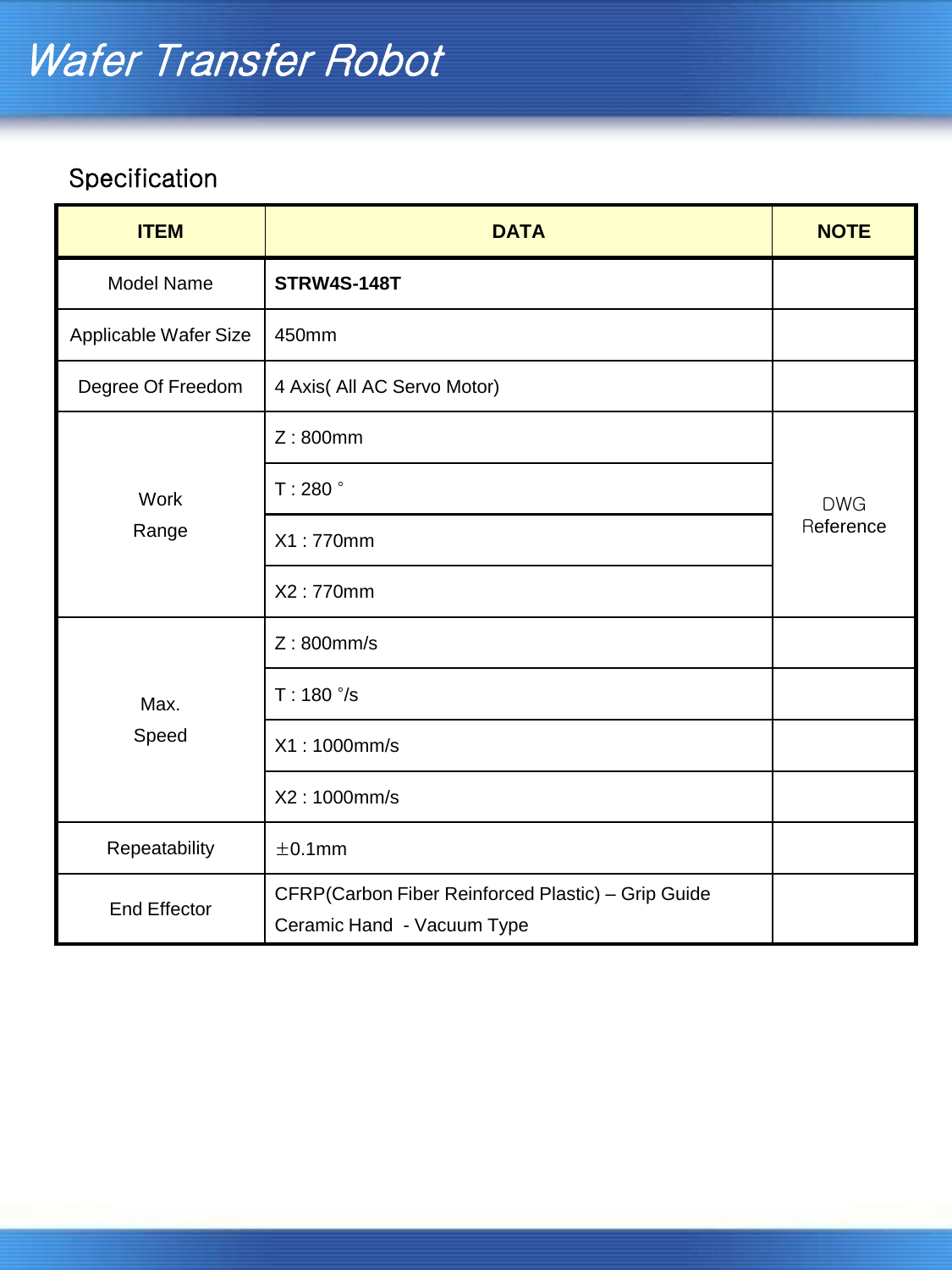# Wafer Transfer Robot

## Specification

| ITEM | DATA | NOTE |
|---|---|---|
| Model Name | **STRW4S-148T** | |
| Applicable Wafer Size | 450mm | |
| Degree Of Freedom | 4 Axis( All AC Servo Motor) | |
| Work Range | Z : 800mm | DWG Reference |
| | T : 280 ˚ | |
| | X1 : 770mm | |
| | X2 : 770mm | |
| Max. Speed | Z : 800mm/s | |
| | T : 180 ˚/s | |
| | X1 : 1000mm/s | |
| | X2 : 1000mm/s | |
| Repeatability | ±0.1mm | |
| End Effector | CFRP(Carbon Fiber Reinforced Plastic) – Grip Guide<br>Ceramic Hand - Vacuum Type | |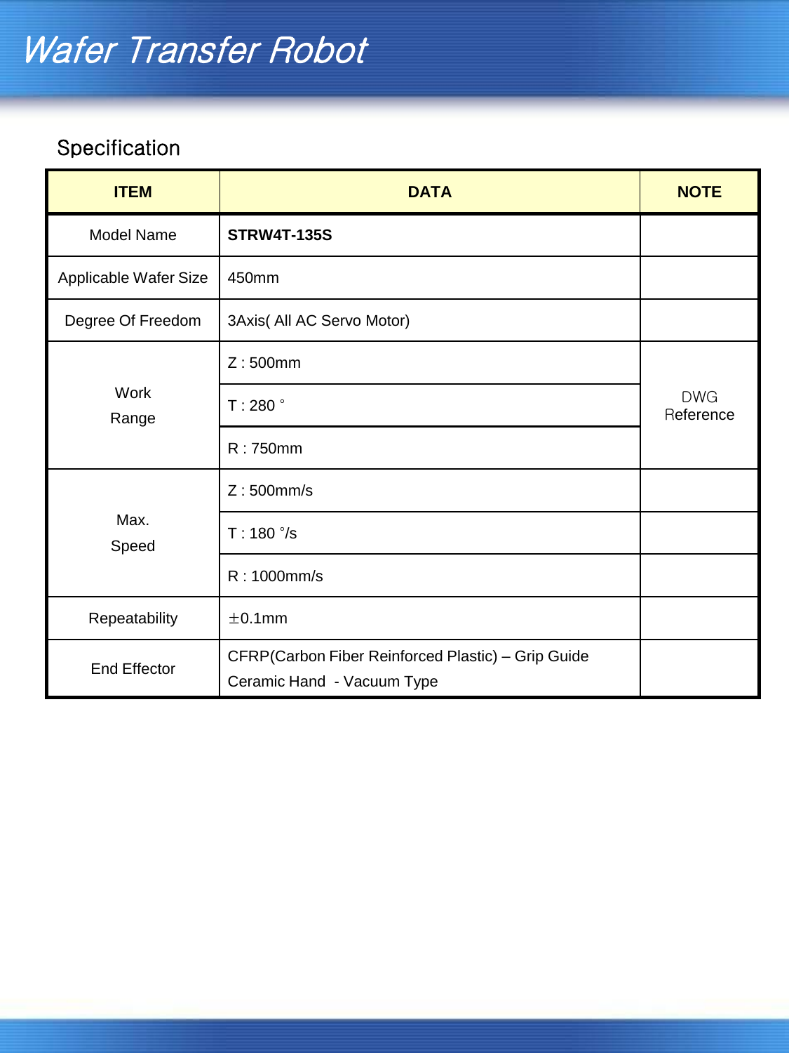# Wafer Transfer Robot

## Specification

| ITEM | DATA | NOTE |
|---|---|---|
| Model Name | **STRW4T-135S** | |
| Applicable Wafer Size | 450mm | |
| Degree Of Freedom | 3Axis( All AC Servo Motor) | |
| Work Range | Z : 500mm | DWG Reference |
| | T : 280 ˚ | |
| | R : 750mm | |
| Max. Speed | Z : 500mm/s | |
| | T : 180 ˚/s | |
| | R : 1000mm/s | |
| Repeatability | ±0.1mm | |
| End Effector | CFRP(Carbon Fiber Reinforced Plastic) – Grip Guide<br>Ceramic Hand - Vacuum Type | |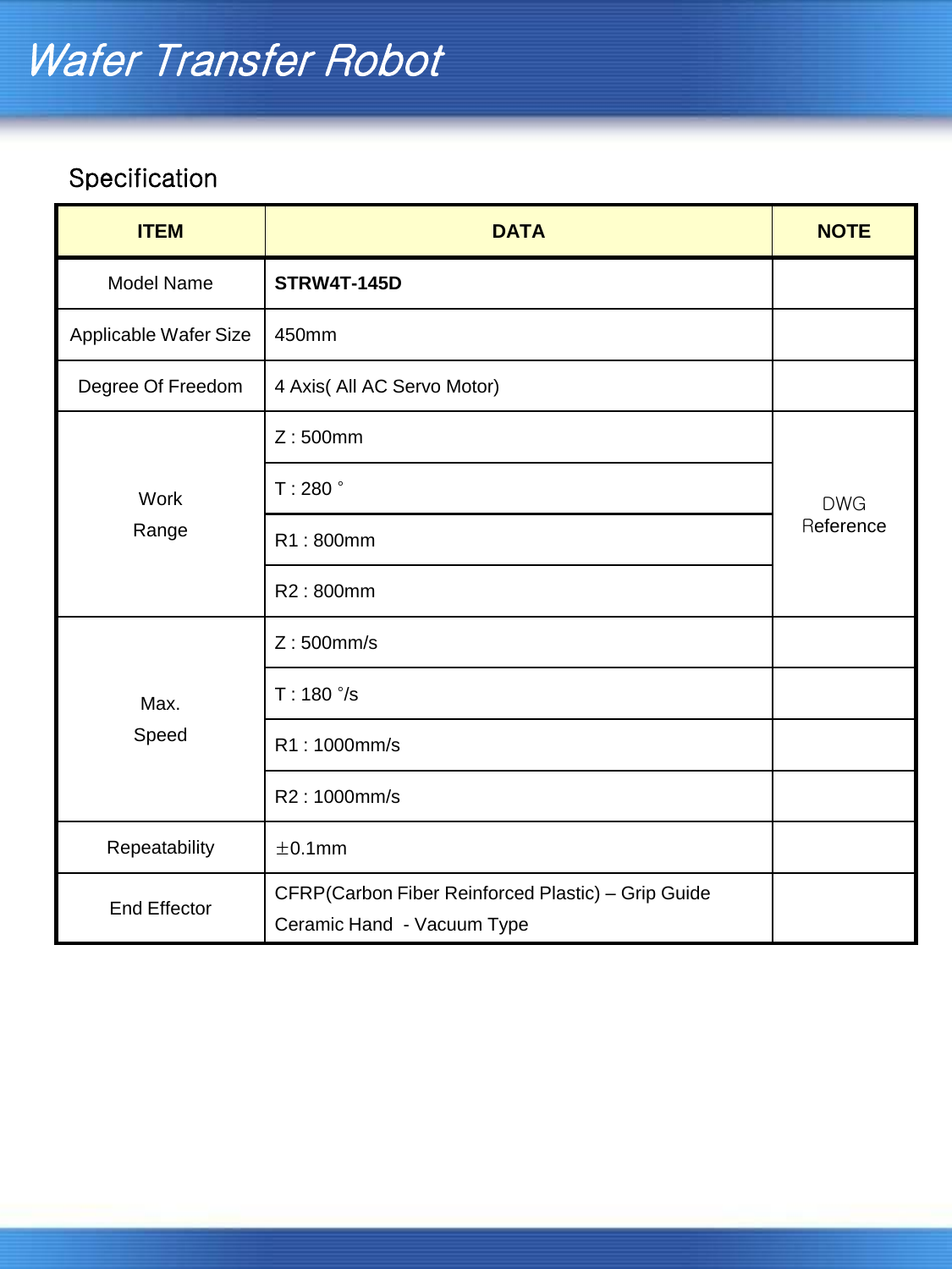# Wafer Transfer Robot

## Specification

| ITEM | DATA | NOTE |
|---|---|---|
| Model Name | **STRW4T-145D** | |
| Applicable Wafer Size | 450mm | |
| Degree Of Freedom | 4 Axis( All AC Servo Motor) | |
| Work Range | Z : 500mm | DWG Reference |
| | T : 280 ˚ | |
| | R1 : 800mm | |
| | R2 : 800mm | |
| Max. Speed | Z : 500mm/s | |
| | T : 180 ˚/s | |
| | R1 : 1000mm/s | |
| | R2 : 1000mm/s | |
| Repeatability | ±0.1mm | |
| End Effector | CFRP(Carbon Fiber Reinforced Plastic) – Grip Guide<br>Ceramic Hand - Vacuum Type | |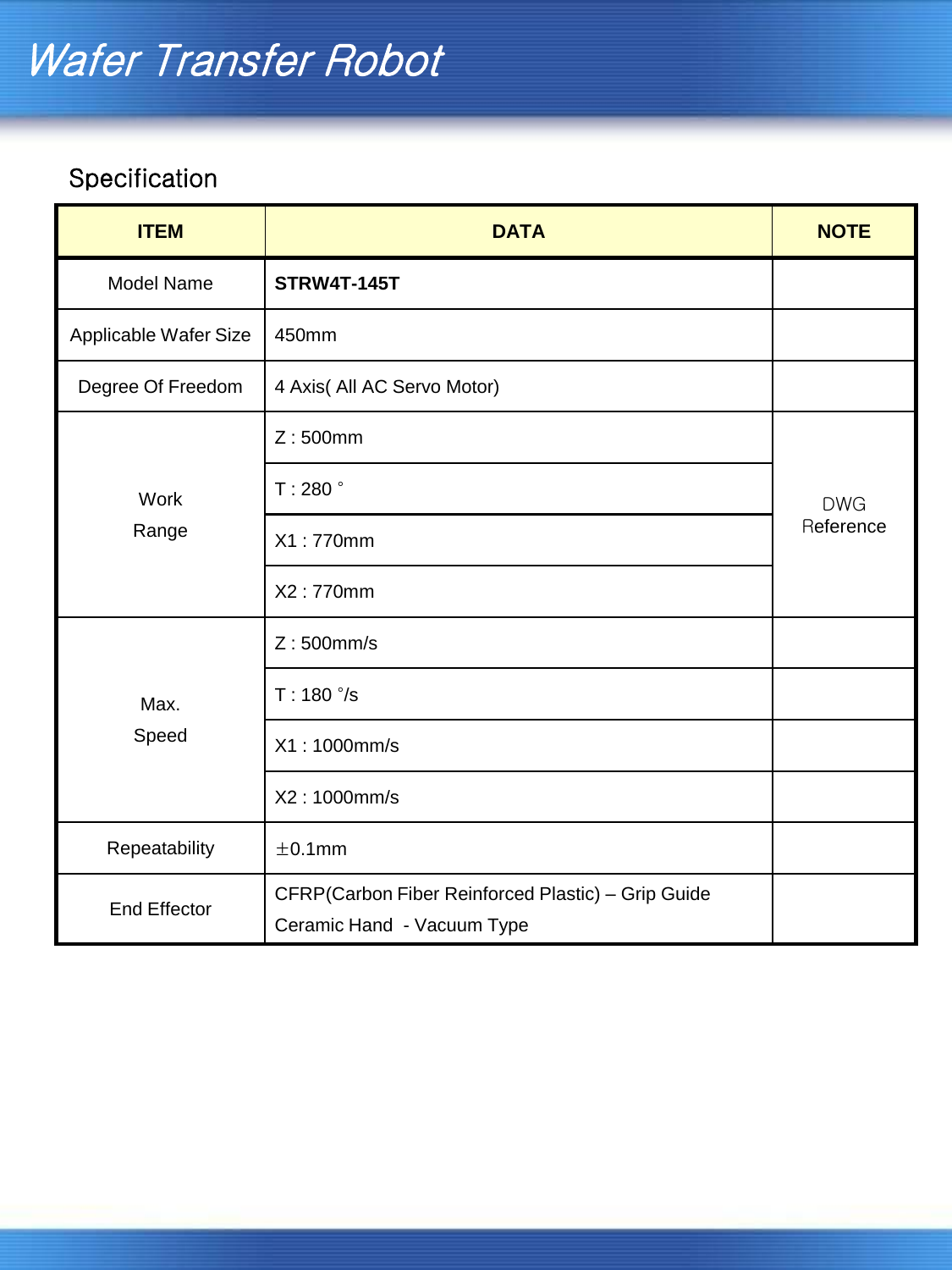# Wafer Transfer Robot

## Specification

| ITEM | DATA | NOTE |
|---|---|---|
| Model Name | **STRW4T-145T** | |
| Applicable Wafer Size | 450mm | |
| Degree Of Freedom | 4 Axis( All AC Servo Motor) | |
| Work Range | Z : 500mm | DWG Reference |
| | T : 280 ˚ | |
| | X1 : 770mm | |
| | X2 : 770mm | |
| Max. Speed | Z : 500mm/s | |
| | T : 180 ˚/s | |
| | X1 : 1000mm/s | |
| | X2 : 1000mm/s | |
| Repeatability | ±0.1mm | |
| End Effector | CFRP(Carbon Fiber Reinforced Plastic) – Grip Guide<br>Ceramic Hand - Vacuum Type | |